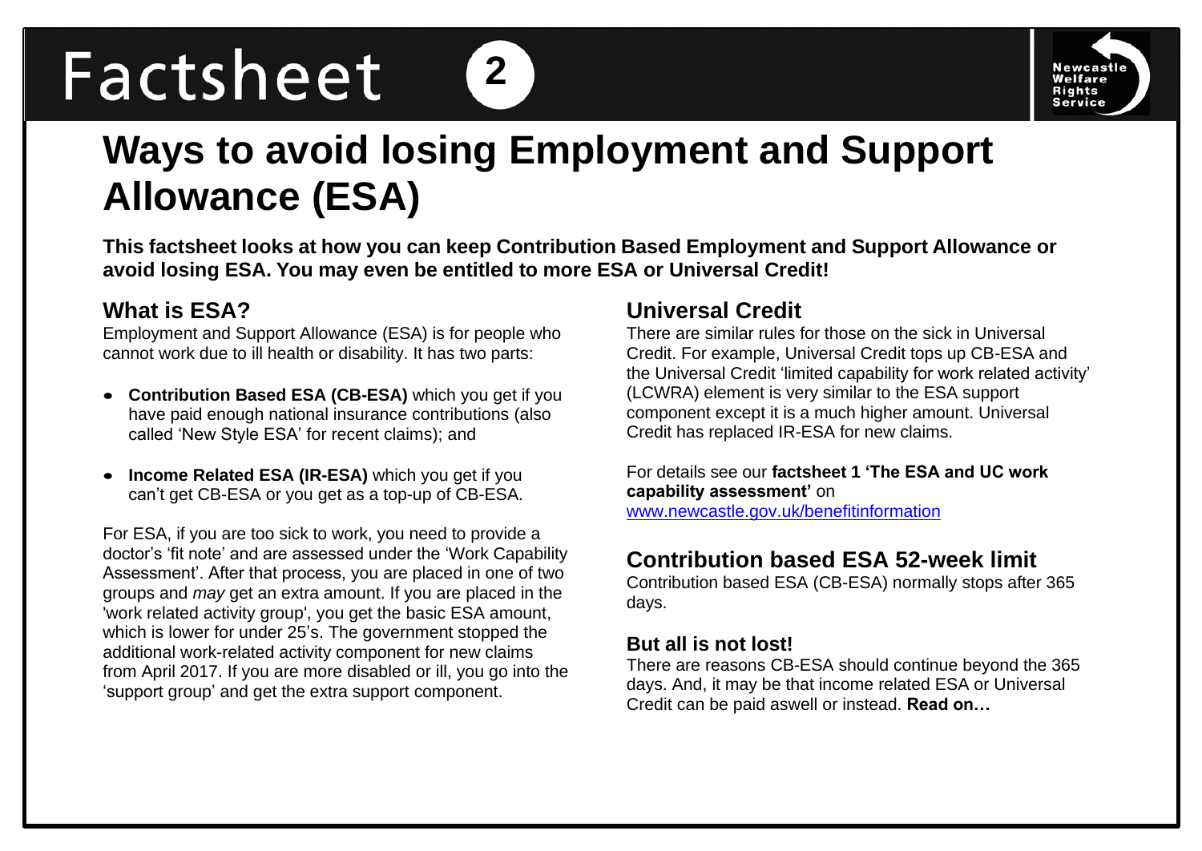# Factsheet 2

## Ways to avoid losing Employment and Support Allowance (ESA)

**This factsheet looks at how you can keep Contribution Based Employment and Support Allowance or avoid losing ESA. You may even be entitled to more ESA or Universal Credit!**

### What is ESA?

Employment and Support Allowance (ESA) is for people who cannot work due to ill health or disability. It has two parts:

- **Contribution Based ESA (CB-ESA)** which you get if you have paid enough national insurance contributions (also called 'New Style ESA' for recent claims); and
- **Income Related ESA (IR-ESA)** which you get if you can't get CB-ESA or you get as a top-up of CB-ESA.

For ESA, if you are too sick to work, you need to provide a doctor's 'fit note' and are assessed under the 'Work Capability Assessment'. After that process, you are placed in one of two groups and *may* get an extra amount. If you are placed in the 'work related activity group', you get the basic ESA amount, which is lower for under 25's. The government stopped the additional work-related activity component for new claims from April 2017. If you are more disabled or ill, you go into the 'support group' and get the extra support component.

### Universal Credit

There are similar rules for those on the sick in Universal Credit. For example, Universal Credit tops up CB-ESA and the Universal Credit 'limited capability for work related activity' (LCWRA) element is very similar to the ESA support component except it is a much higher amount. Universal Credit has replaced IR-ESA for new claims.

For details see our **factsheet 1 'The ESA and UC work capability assessment'** on [www.newcastle.gov.uk/benefitinformation](http://www.newcastle.gov.uk/benefitinformation)

### Contribution based ESA 52-week limit

Contribution based ESA (CB-ESA) normally stops after 365 days.

#### But all is not lost!

There are reasons CB-ESA should continue beyond the 365 days. And, it may be that income related ESA or Universal Credit can be paid aswell or instead. **Read on…**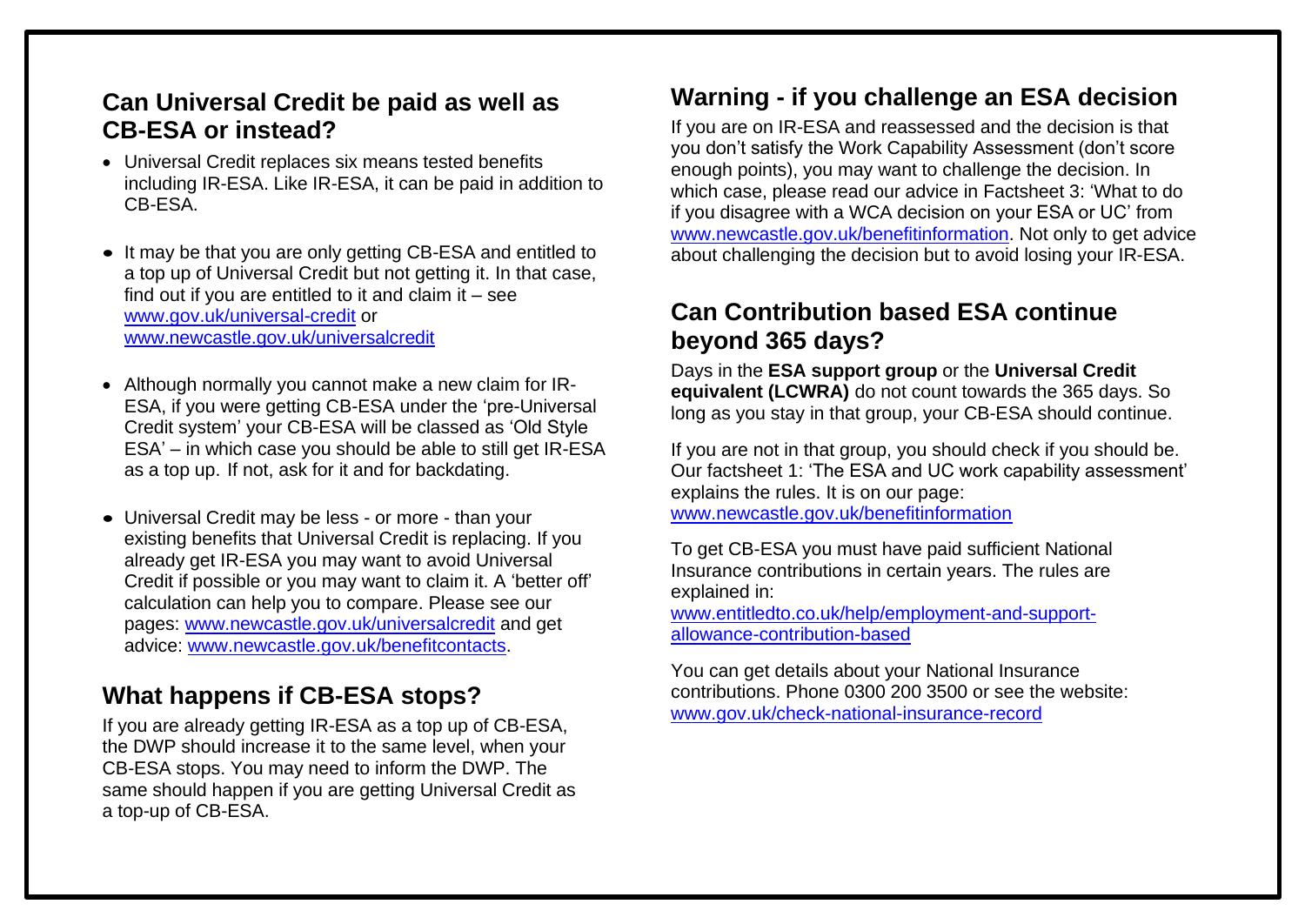## Can Universal Credit be paid as well as CB-ESA or instead?

- Universal Credit replaces six means tested benefits including IR-ESA. Like IR-ESA, it can be paid in addition to CB-ESA.
- It may be that you are only getting CB-ESA and entitled to a top up of Universal Credit but not getting it. In that case, find out if you are entitled to it and claim it – see www.gov.uk/universal-credit or www.newcastle.gov.uk/universalcredit
- Although normally you cannot make a new claim for IR-ESA, if you were getting CB-ESA under the 'pre-Universal Credit system' your CB-ESA will be classed as 'Old Style ESA' – in which case you should be able to still get IR-ESA as a top up. If not, ask for it and for backdating.
- Universal Credit may be less - or more - than your existing benefits that Universal Credit is replacing. If you already get IR-ESA you may want to avoid Universal Credit if possible or you may want to claim it. A 'better off' calculation can help you to compare. Please see our pages: www.newcastle.gov.uk/universalcredit and get advice: www.newcastle.gov.uk/benefitcontacts.

## What happens if CB-ESA stops?

If you are already getting IR-ESA as a top up of CB-ESA, the DWP should increase it to the same level, when your CB-ESA stops. You may need to inform the DWP. The same should happen if you are getting Universal Credit as a top-up of CB-ESA.

## Warning - if you challenge an ESA decision

If you are on IR-ESA and reassessed and the decision is that you don't satisfy the Work Capability Assessment (don't score enough points), you may want to challenge the decision. In which case, please read our advice in Factsheet 3: 'What to do if you disagree with a WCA decision on your ESA or UC' from www.newcastle.gov.uk/benefitinformation. Not only to get advice about challenging the decision but to avoid losing your IR-ESA.

## Can Contribution based ESA continue beyond 365 days?

Days in the **ESA support group** or the **Universal Credit equivalent (LCWRA)** do not count towards the 365 days. So long as you stay in that group, your CB-ESA should continue.

If you are not in that group, you should check if you should be. Our factsheet 1: 'The ESA and UC work capability assessment' explains the rules. It is on our page: www.newcastle.gov.uk/benefitinformation

To get CB-ESA you must have paid sufficient National Insurance contributions in certain years. The rules are explained in: www.entitledto.co.uk/help/employment-and-support-allowance-contribution-based

You can get details about your National Insurance contributions. Phone 0300 200 3500 or see the website: www.gov.uk/check-national-insurance-record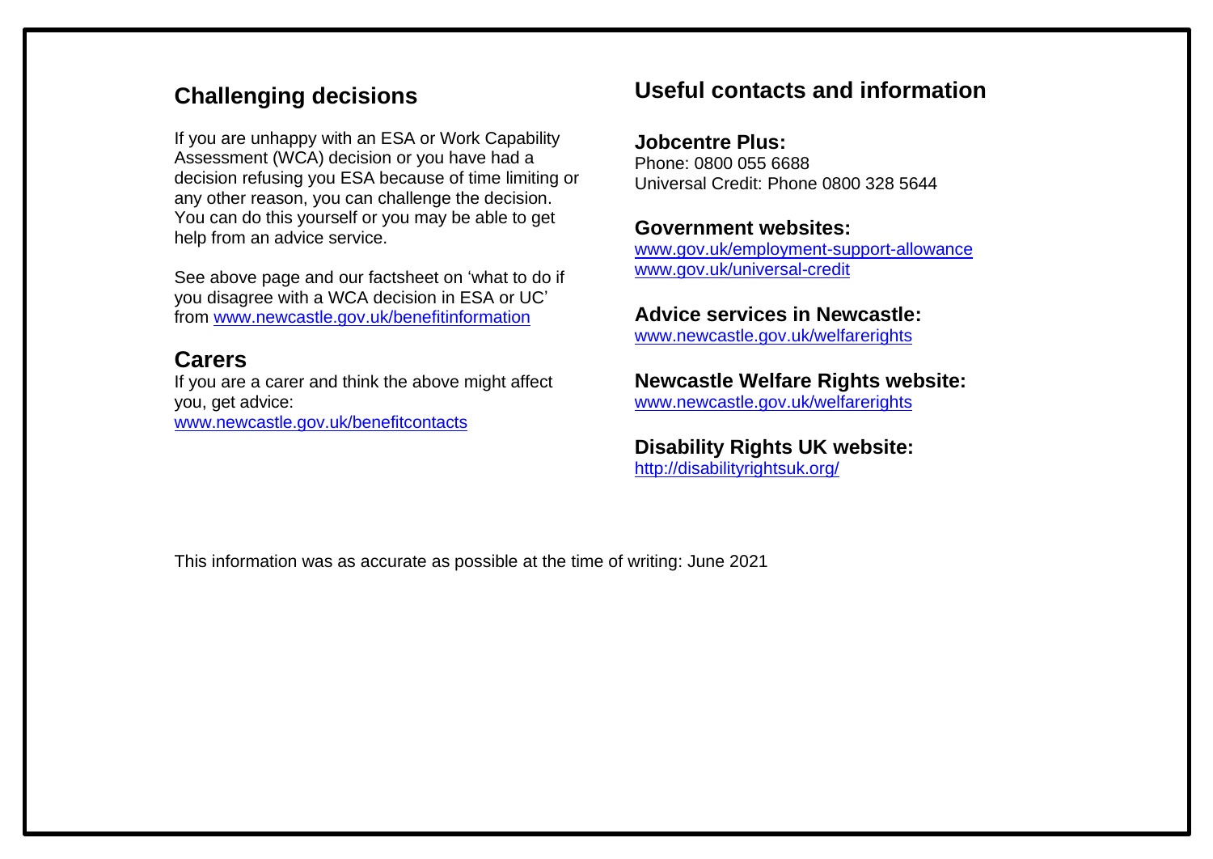## Challenging decisions

If you are unhappy with an ESA or Work Capability Assessment (WCA) decision or you have had a decision refusing you ESA because of time limiting or any other reason, you can challenge the decision. You can do this yourself or you may be able to get help from an advice service.

See above page and our factsheet on 'what to do if you disagree with a WCA decision in ESA or UC' from www.newcastle.gov.uk/benefitinformation

## Carers

If you are a carer and think the above might affect you, get advice:
www.newcastle.gov.uk/benefitcontacts

## Useful contacts and information

### Jobcentre Plus:

Phone: 0800 055 6688
Universal Credit: Phone 0800 328 5644

### Government websites:

www.gov.uk/employment-support-allowance
www.gov.uk/universal-credit

### Advice services in Newcastle:

www.newcastle.gov.uk/welfarerights

### Newcastle Welfare Rights website:

www.newcastle.gov.uk/welfarerights

### Disability Rights UK website:

http://disabilityrightsuk.org/

This information was as accurate as possible at the time of writing: June 2021